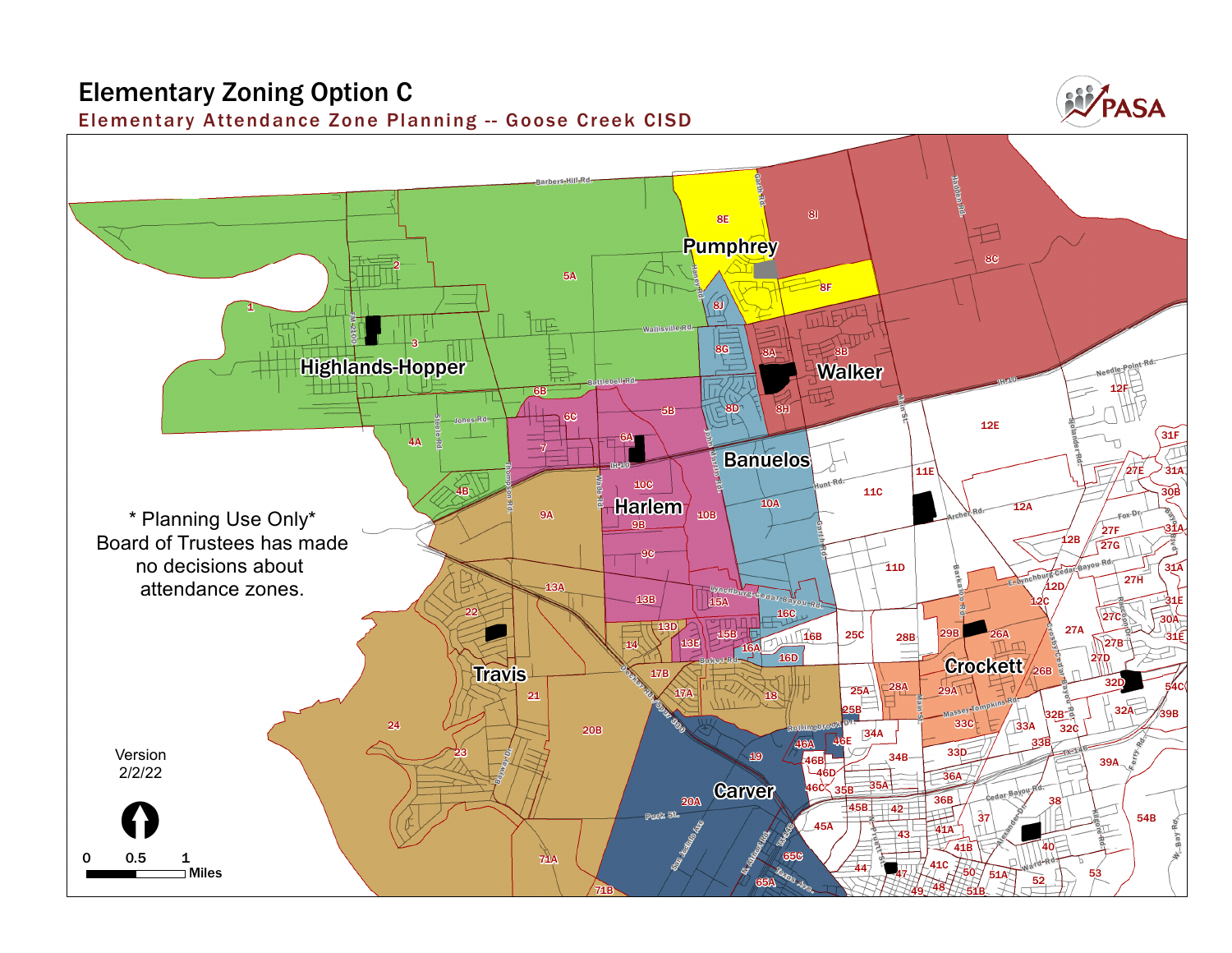# Elementary Zoning Option C

## Elementary Attendance Zone Planning -- Goose Creek CISD

PASA

* Planning Use Only*
Board of Trustees has made no decisions about attendance zones.

Version
2/2/22

0 0.5 1
Miles

Highlands-Hopper

Pumphrey

Walker

Banuelos

Harlem

Travis

Crockett

Carver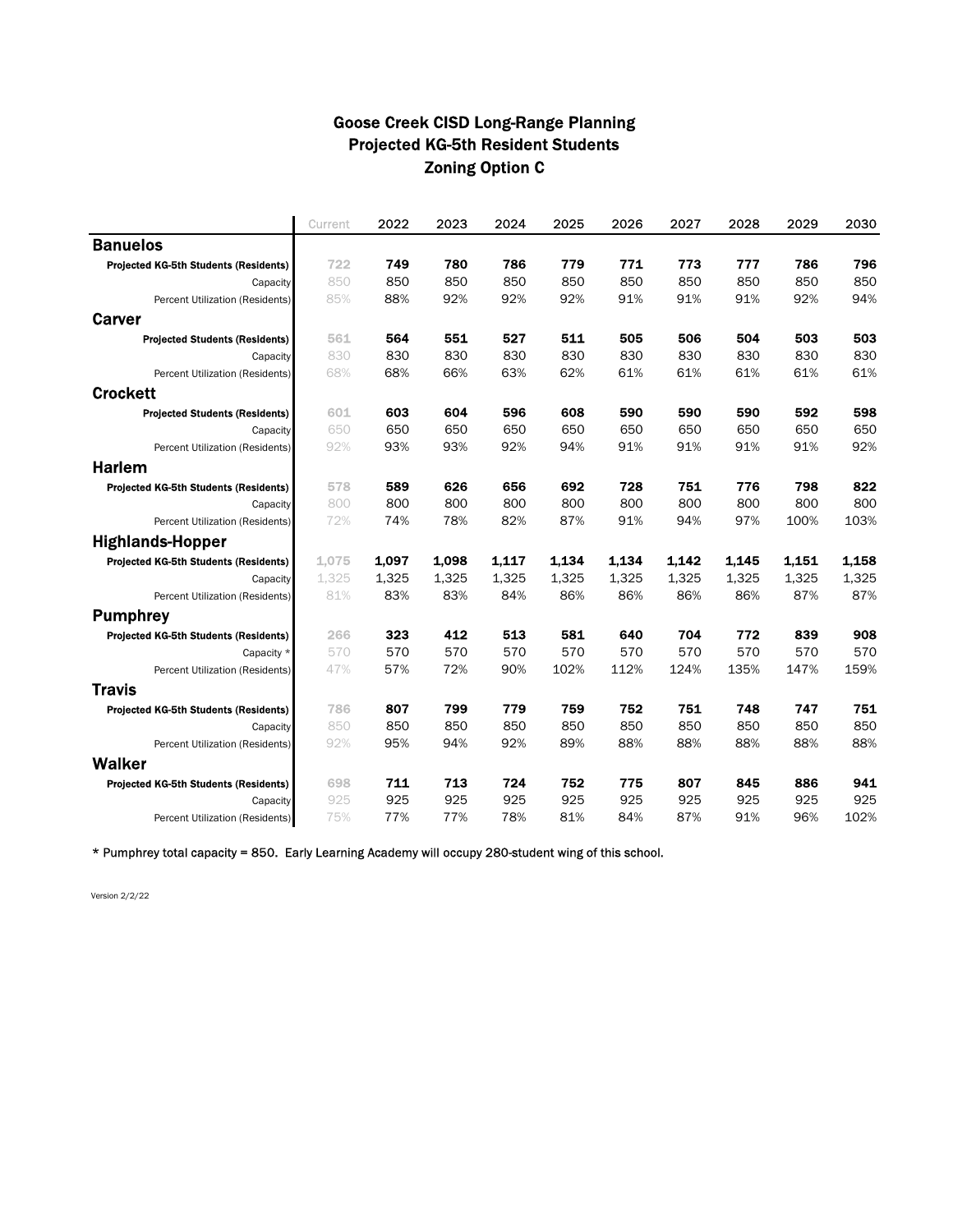# Goose Creek CISD Long-Range Planning
## Projected KG-5th Resident Students
## Zoning Option C

| | Current | 2022 | 2023 | 2024 | 2025 | 2026 | 2027 | 2028 | 2029 | 2030 |
|---|---|---|---|---|---|---|---|---|---|---|
| **Banuelos** | | | | | | | | | | |
| **Projected KG-5th Students (Residents)** | 722 | **749** | **780** | **786** | **779** | **771** | **773** | **777** | **786** | **796** |
| Capacity | 850 | 850 | 850 | 850 | 850 | 850 | 850 | 850 | 850 | 850 |
| Percent Utilization (Residents) | 85% | 88% | 92% | 92% | 92% | 91% | 91% | 91% | 92% | 94% |
| **Carver** | | | | | | | | | | |
| **Projected Students (Residents)** | 561 | **564** | **551** | **527** | **511** | **505** | **506** | **504** | **503** | **503** |
| Capacity | 830 | 830 | 830 | 830 | 830 | 830 | 830 | 830 | 830 | 830 |
| Percent Utilization (Residents) | 68% | 68% | 66% | 63% | 62% | 61% | 61% | 61% | 61% | 61% |
| **Crockett** | | | | | | | | | | |
| **Projected Students (Residents)** | 601 | **603** | **604** | **596** | **608** | **590** | **590** | **590** | **592** | **598** |
| Capacity | 650 | 650 | 650 | 650 | 650 | 650 | 650 | 650 | 650 | 650 |
| Percent Utilization (Residents) | 92% | 93% | 93% | 92% | 94% | 91% | 91% | 91% | 91% | 92% |
| **Harlem** | | | | | | | | | | |
| **Projected KG-5th Students (Residents)** | 578 | **589** | **626** | **656** | **692** | **728** | **751** | **776** | **798** | **822** |
| Capacity | 800 | 800 | 800 | 800 | 800 | 800 | 800 | 800 | 800 | 800 |
| Percent Utilization (Residents) | 72% | 74% | 78% | 82% | 87% | 91% | 94% | 97% | 100% | 103% |
| **Highlands-Hopper** | | | | | | | | | | |
| **Projected KG-5th Students (Residents)** | 1,075 | **1,097** | **1,098** | **1,117** | **1,134** | **1,134** | **1,142** | **1,145** | **1,151** | **1,158** |
| Capacity | 1,325 | 1,325 | 1,325 | 1,325 | 1,325 | 1,325 | 1,325 | 1,325 | 1,325 | 1,325 |
| Percent Utilization (Residents) | 81% | 83% | 83% | 84% | 86% | 86% | 86% | 86% | 87% | 87% |
| **Pumphrey** | | | | | | | | | | |
| **Projected KG-5th Students (Residents)** | 266 | **323** | **412** | **513** | **581** | **640** | **704** | **772** | **839** | **908** |
| Capacity * | 570 | 570 | 570 | 570 | 570 | 570 | 570 | 570 | 570 | 570 |
| Percent Utilization (Residents) | 47% | 57% | 72% | 90% | 102% | 112% | 124% | 135% | 147% | 159% |
| **Travis** | | | | | | | | | | |
| **Projected KG-5th Students (Residents)** | 786 | **807** | **799** | **779** | **759** | **752** | **751** | **748** | **747** | **751** |
| Capacity | 850 | 850 | 850 | 850 | 850 | 850 | 850 | 850 | 850 | 850 |
| Percent Utilization (Residents) | 92% | 95% | 94% | 92% | 89% | 88% | 88% | 88% | 88% | 88% |
| **Walker** | | | | | | | | | | |
| **Projected KG-5th Students (Residents)** | 698 | **711** | **713** | **724** | **752** | **775** | **807** | **845** | **886** | **941** |
| Capacity | 925 | 925 | 925 | 925 | 925 | 925 | 925 | 925 | 925 | 925 |
| Percent Utilization (Residents) | 75% | 77% | 77% | 78% | 81% | 84% | 87% | 91% | 96% | 102% |

* Pumphrey total capacity = 850. Early Learning Academy will occupy 280-student wing of this school.

Version 2/2/22